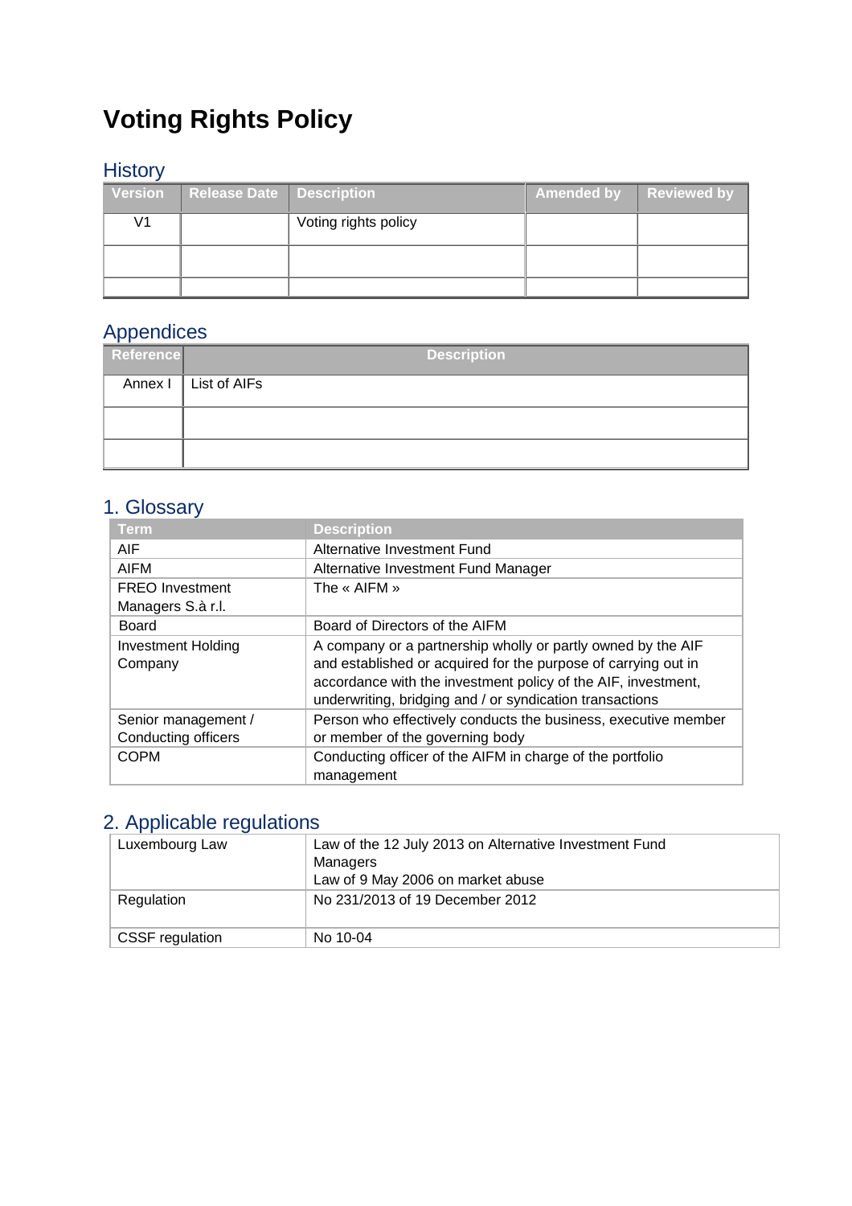# Voting Rights Policy

## History

| Version | Release Date | Description | Amended by | Reviewed by |
|---|---|---|---|---|
| V1 | | Voting rights policy | | |
| | | | | |
| | | | | |

## Appendices

| Reference | Description |
|---|---|
| Annex I | List of AIFs |
| | |
| | |

## 1. Glossary

| Term | Description |
|---|---|
| AIF | Alternative Investment Fund |
| AIFM | Alternative Investment Fund Manager |
| FREO Investment Managers S.à r.l. | The « AIFM » |
| Board | Board of Directors of the AIFM |
| Investment Holding Company | A company or a partnership wholly or partly owned by the AIF and established or acquired for the purpose of carrying out in accordance with the investment policy of the AIF, investment, underwriting, bridging and / or syndication transactions |
| Senior management / Conducting officers | Person who effectively conducts the business, executive member or member of the governing body |
| COPM | Conducting officer of the AIFM in charge of the portfolio management |

## 2. Applicable regulations

| | |
|---|---|
| Luxembourg Law | Law of the 12 July 2013 on Alternative Investment Fund Managers<br>Law of 9 May 2006 on market abuse |
| Regulation | No 231/2013 of 19 December 2012 |
| CSSF regulation | No 10-04 |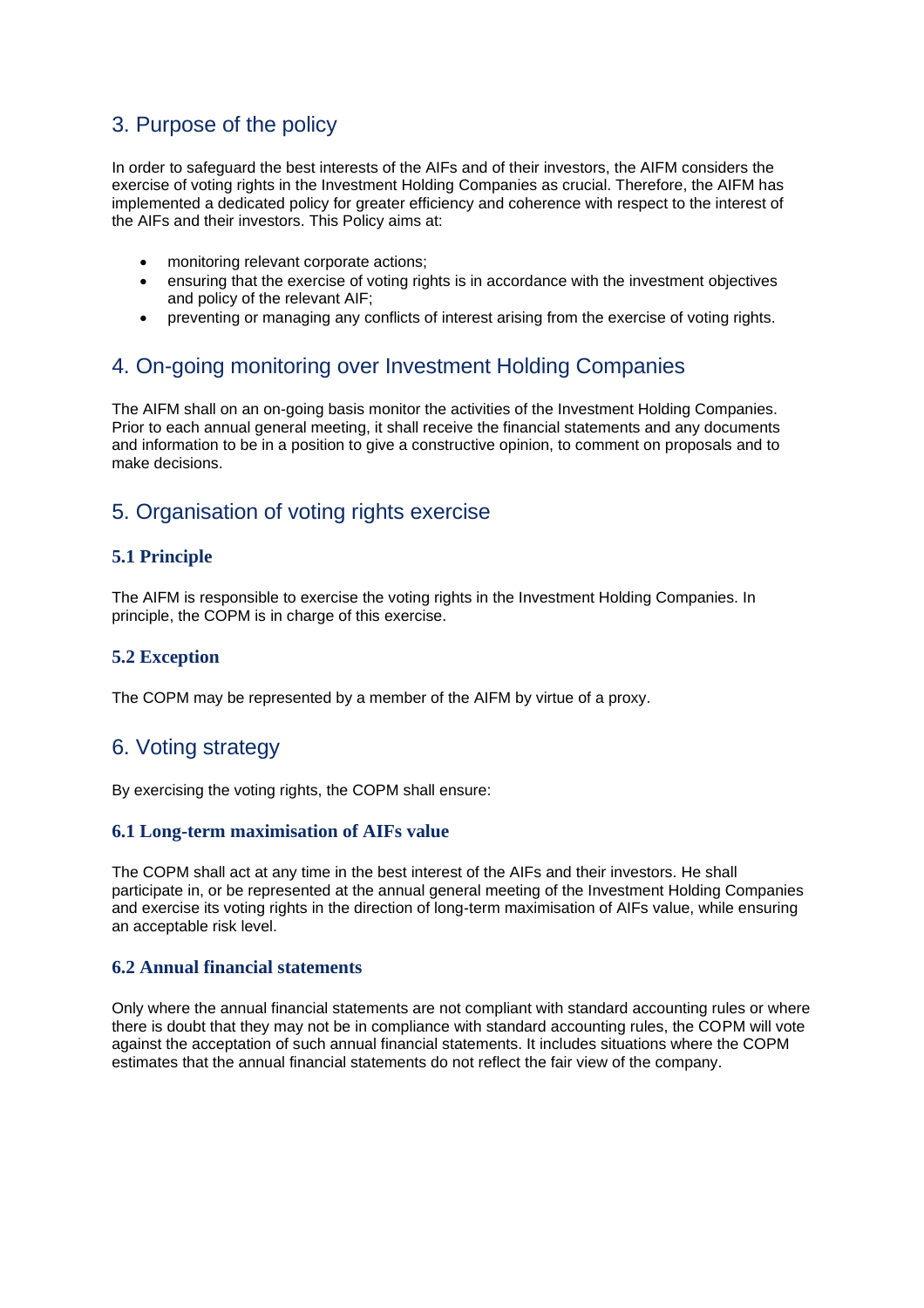## 3. Purpose of the policy

In order to safeguard the best interests of the AIFs and of their investors, the AIFM considers the exercise of voting rights in the Investment Holding Companies as crucial. Therefore, the AIFM has implemented a dedicated policy for greater efficiency and coherence with respect to the interest of the AIFs and their investors. This Policy aims at:

- monitoring relevant corporate actions;
- ensuring that the exercise of voting rights is in accordance with the investment objectives and policy of the relevant AIF;
- preventing or managing any conflicts of interest arising from the exercise of voting rights.

## 4. On-going monitoring over Investment Holding Companies

The AIFM shall on an on-going basis monitor the activities of the Investment Holding Companies. Prior to each annual general meeting, it shall receive the financial statements and any documents and information to be in a position to give a constructive opinion, to comment on proposals and to make decisions.

## 5. Organisation of voting rights exercise

### 5.1 Principle

The AIFM is responsible to exercise the voting rights in the Investment Holding Companies. In principle, the COPM is in charge of this exercise.

### 5.2 Exception

The COPM may be represented by a member of the AIFM by virtue of a proxy.

## 6. Voting strategy

By exercising the voting rights, the COPM shall ensure:

### 6.1 Long-term maximisation of AIFs value

The COPM shall act at any time in the best interest of the AIFs and their investors. He shall participate in, or be represented at the annual general meeting of the Investment Holding Companies and exercise its voting rights in the direction of long-term maximisation of AIFs value, while ensuring an acceptable risk level.

### 6.2 Annual financial statements

Only where the annual financial statements are not compliant with standard accounting rules or where there is doubt that they may not be in compliance with standard accounting rules, the COPM will vote against the acceptation of such annual financial statements. It includes situations where the COPM estimates that the annual financial statements do not reflect the fair view of the company.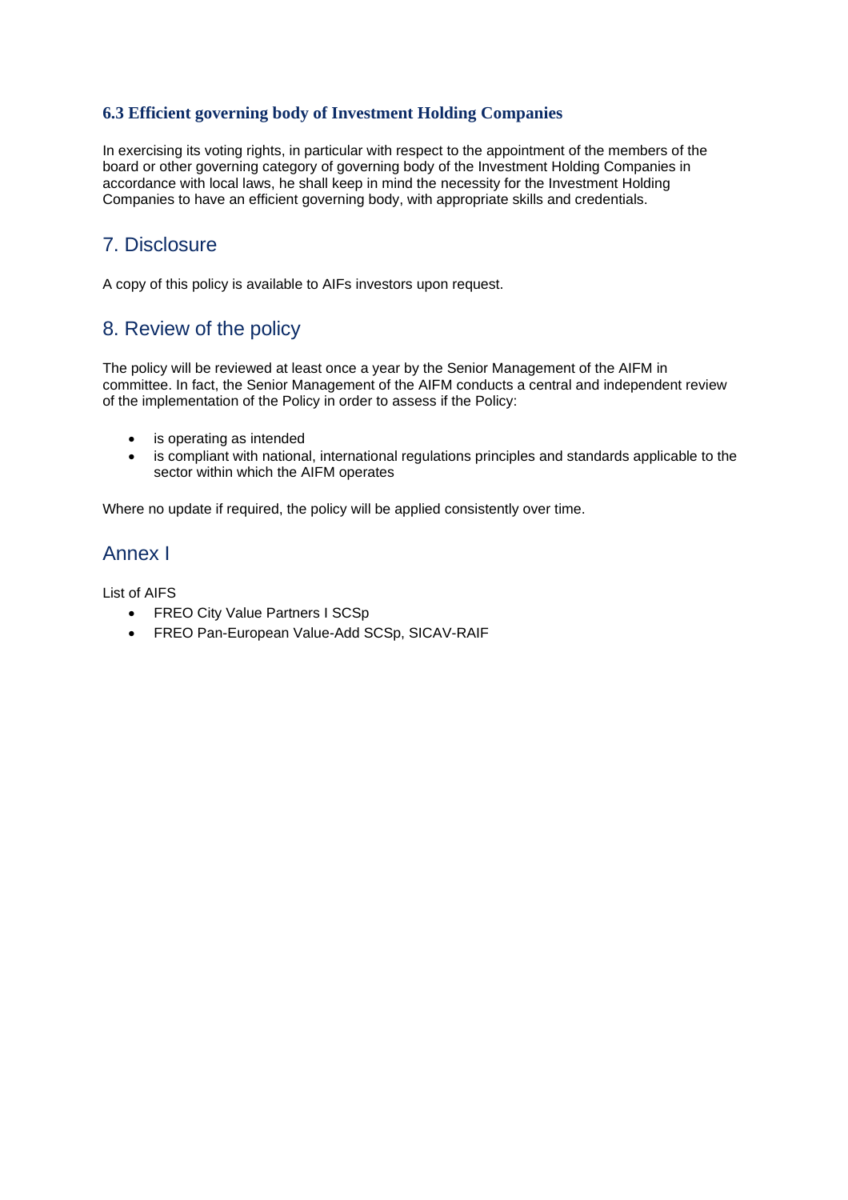### 6.3 Efficient governing body of Investment Holding Companies

In exercising its voting rights, in particular with respect to the appointment of the members of the board or other governing category of governing body of the Investment Holding Companies in accordance with local laws, he shall keep in mind the necessity for the Investment Holding Companies to have an efficient governing body, with appropriate skills and credentials.

## 7. Disclosure

A copy of this policy is available to AIFs investors upon request.

## 8. Review of the policy

The policy will be reviewed at least once a year by the Senior Management of the AIFM in committee. In fact, the Senior Management of the AIFM conducts a central and independent review of the implementation of the Policy in order to assess if the Policy:

- is operating as intended
- is compliant with national, international regulations principles and standards applicable to the sector within which the AIFM operates

Where no update if required, the policy will be applied consistently over time.

## Annex I

List of AIFS

- FREO City Value Partners I SCSp
- FREO Pan-European Value-Add SCSp, SICAV-RAIF